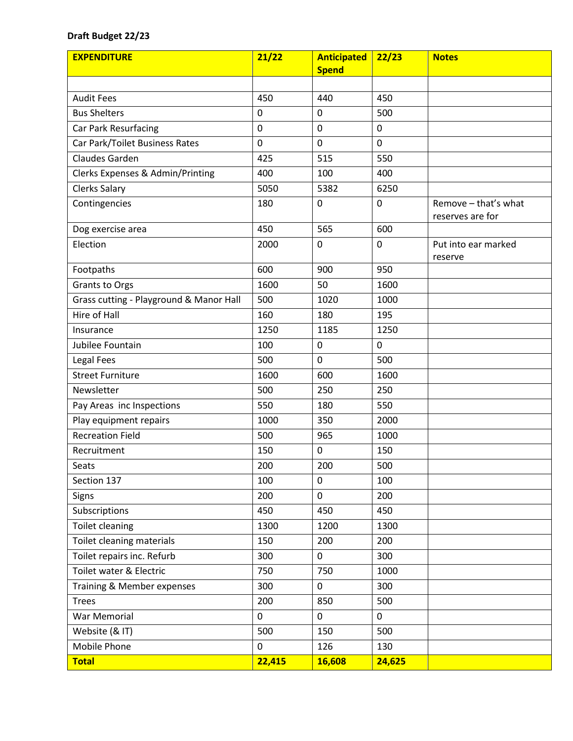**Draft Budget 22/23**

| EXPENDITURE | 21/22 | Anticipated Spend | 22/23 | Notes |
|---|---|---|---|---|
| | | | | |
| Audit Fees | 450 | 440 | 450 | |
| Bus Shelters | 0 | 0 | 500 | |
| Car Park Resurfacing | 0 | 0 | 0 | |
| Car Park/Toilet Business Rates | 0 | 0 | 0 | |
| Claudes Garden | 425 | 515 | 550 | |
| Clerks Expenses & Admin/Printing | 400 | 100 | 400 | |
| Clerks Salary | 5050 | 5382 | 6250 | |
| Contingencies | 180 | 0 | 0 | Remove – that's what reserves are for |
| Dog exercise area | 450 | 565 | 600 | |
| Election | 2000 | 0 | 0 | Put into ear marked reserve |
| Footpaths | 600 | 900 | 950 | |
| Grants to Orgs | 1600 | 50 | 1600 | |
| Grass cutting - Playground & Manor Hall | 500 | 1020 | 1000 | |
| Hire of Hall | 160 | 180 | 195 | |
| Insurance | 1250 | 1185 | 1250 | |
| Jubilee Fountain | 100 | 0 | 0 | |
| Legal Fees | 500 | 0 | 500 | |
| Street Furniture | 1600 | 600 | 1600 | |
| Newsletter | 500 | 250 | 250 | |
| Pay Areas inc Inspections | 550 | 180 | 550 | |
| Play equipment repairs | 1000 | 350 | 2000 | |
| Recreation Field | 500 | 965 | 1000 | |
| Recruitment | 150 | 0 | 150 | |
| Seats | 200 | 200 | 500 | |
| Section 137 | 100 | 0 | 100 | |
| Signs | 200 | 0 | 200 | |
| Subscriptions | 450 | 450 | 450 | |
| Toilet cleaning | 1300 | 1200 | 1300 | |
| Toilet cleaning materials | 150 | 200 | 200 | |
| Toilet repairs inc. Refurb | 300 | 0 | 300 | |
| Toilet water & Electric | 750 | 750 | 1000 | |
| Training & Member expenses | 300 | 0 | 300 | |
| Trees | 200 | 850 | 500 | |
| War Memorial | 0 | 0 | 0 | |
| Website (& IT) | 500 | 150 | 500 | |
| Mobile Phone | 0 | 126 | 130 | |
| **Total** | **22,415** | **16,608** | **24,625** | |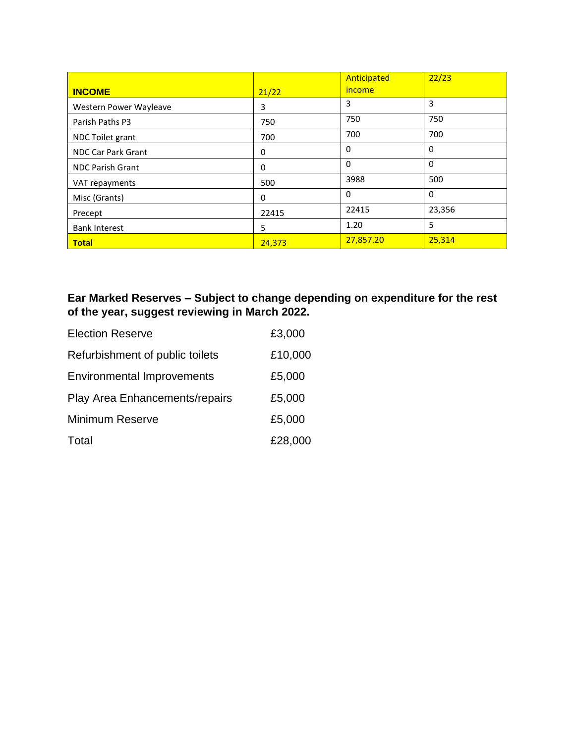| **INCOME** | 21/22 | Anticipated income | 22/23 |
|---|---|---|---|
| Western Power Wayleave | 3 | 3 | 3 |
| Parish Paths P3 | 750 | 750 | 750 |
| NDC Toilet grant | 700 | 700 | 700 |
| NDC Car Park Grant | 0 | 0 | 0 |
| NDC Parish Grant | 0 | 0 | 0 |
| VAT repayments | 500 | 3988 | 500 |
| Misc (Grants) | 0 | 0 | 0 |
| Precept | 22415 | 22415 | 23,356 |
| Bank Interest | 5 | 1.20 | 5 |
| **Total** | 24,373 | 27,857.20 | 25,314 |

**Ear Marked Reserves – Subject to change depending on expenditure for the rest of the year, suggest reviewing in March 2022.**

| | |
|---|---|
| Election Reserve | £3,000 |
| Refurbishment of public toilets | £10,000 |
| Environmental Improvements | £5,000 |
| Play Area Enhancements/repairs | £5,000 |
| Minimum Reserve | £5,000 |
| Total | £28,000 |